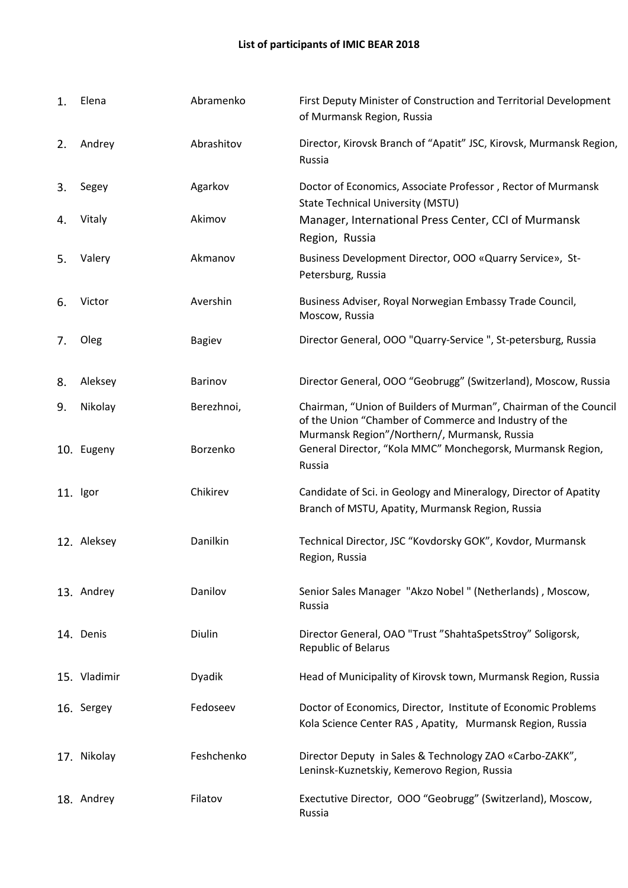**List of participants of IMIC BEAR 2018**

| No. | First name | Last name | Position / Organization |
|---|---|---|---|
| 1. | Elena | Abramenko | First Deputy Minister of Construction and Territorial Development of Murmansk Region, Russia |
| 2. | Andrey | Abrashitov | Director, Kirovsk Branch of "Apatit" JSC, Kirovsk, Murmansk Region, Russia |
| 3. | Segey | Agarkov | Doctor of Economics, Associate Professor , Rector of Murmansk State Technical University (MSTU) |
| 4. | Vitaly | Akimov | Manager, International Press Center, CCI of Murmansk Region, Russia |
| 5. | Valery | Akmanov | Business Development Director, OOO «Quarry Service», St-Petersburg, Russia |
| 6. | Victor | Avershin | Business Adviser, Royal Norwegian Embassy Trade Council, Moscow, Russia |
| 7. | Oleg | Bagiev | Director General, OOO "Quarry-Service ", St-petersburg, Russia |
| 8. | Aleksey | Barinov | Director General, OOO "Geobrugg" (Switzerland), Moscow, Russia |
| 9. | Nikolay | Berezhnoi, | Chairman, "Union of Builders of Murman", Chairman of the Council of the Union "Chamber of Commerce and Industry of the Murmansk Region"/Northern/, Murmansk, Russia |
| 10. | Eugeny | Borzenko | General Director, "Kola MMC" Monchegorsk, Murmansk Region, Russia |
| 11. | Igor | Chikirev | Candidate of Sci. in Geology and Mineralogy, Director of Apatity Branch of MSTU, Apatity, Murmansk Region, Russia |
| 12. | Aleksey | Danilkin | Technical Director, JSC "Kovdorsky GOK", Kovdor, Murmansk Region, Russia |
| 13. | Andrey | Danilov | Senior Sales Manager "Akzo Nobel " (Netherlands) , Moscow, Russia |
| 14. | Denis | Diulin | Director General, OAO "Trust "ShahtaSpetsStroy" Soligorsk, Republic of Belarus |
| 15. | Vladimir | Dyadik | Head of Municipality of Kirovsk town, Murmansk Region, Russia |
| 16. | Sergey | Fedoseev | Doctor of Economics, Director, Institute of Economic Problems Kola Science Center RAS , Apatity, Murmansk Region, Russia |
| 17. | Nikolay | Feshchenko | Director Deputy in Sales & Technology ZAO «Carbo-ZAKK", Leninsk-Kuznetskiy, Kemerovo Region, Russia |
| 18. | Andrey | Filatov | Exectutive Director, OOO "Geobrugg" (Switzerland), Moscow, Russia |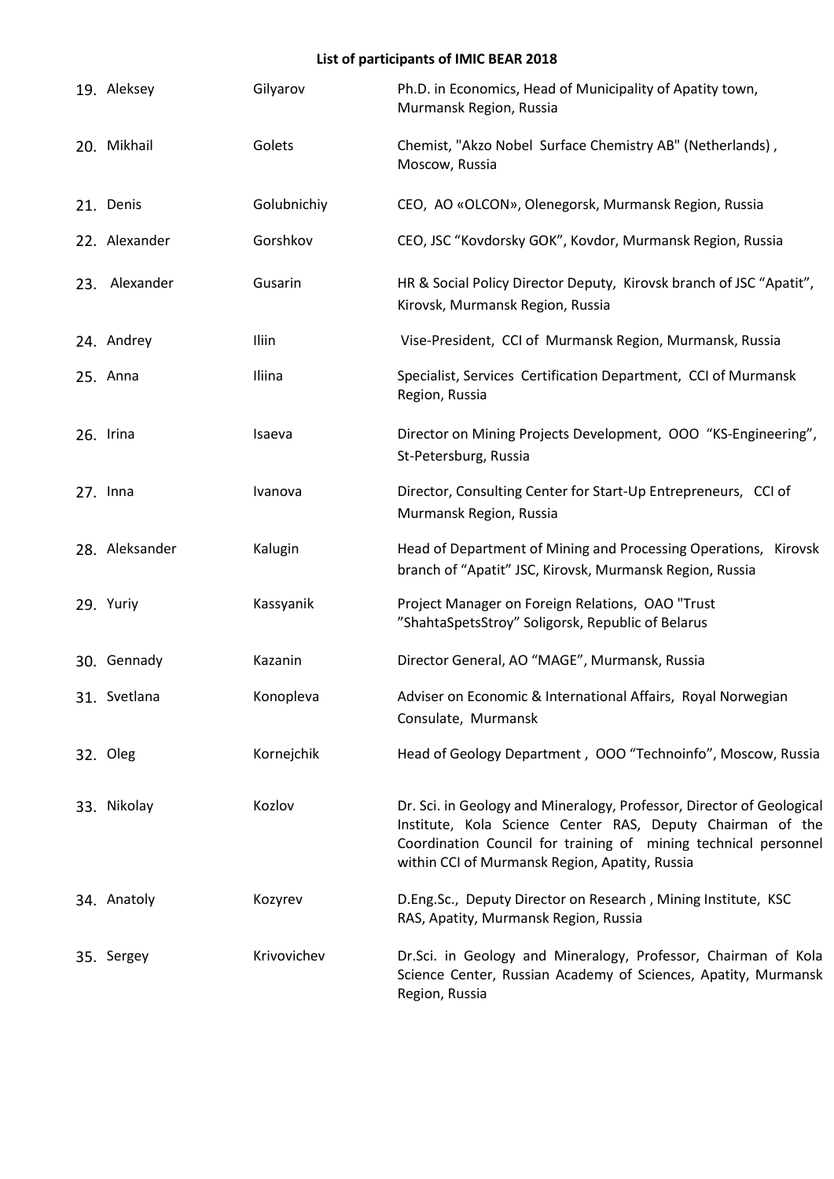**List of participants of IMIC BEAR 2018**

| No. | First name | Last name | Position |
|---|---|---|---|
| 19. | Aleksey | Gilyarov | Ph.D. in Economics, Head of Municipality of Apatity town, Murmansk Region, Russia |
| 20. | Mikhail | Golets | Chemist, "Akzo Nobel Surface Chemistry AB" (Netherlands) , Moscow, Russia |
| 21. | Denis | Golubnichiy | CEO, AO «OLCON», Olenegorsk, Murmansk Region, Russia |
| 22. | Alexander | Gorshkov | CEO, JSC "Kovdorsky GOK", Kovdor, Murmansk Region, Russia |
| 23. | Alexander | Gusarin | HR & Social Policy Director Deputy, Kirovsk branch of JSC "Apatit", Kirovsk, Murmansk Region, Russia |
| 24. | Andrey | Iliin | Vise-President, CCI of Murmansk Region, Murmansk, Russia |
| 25. | Anna | Iliina | Specialist, Services Certification Department, CCI of Murmansk Region, Russia |
| 26. | Irina | Isaeva | Director on Mining Projects Development, OOO "KS-Engineering", St-Petersburg, Russia |
| 27. | Inna | Ivanova | Director, Consulting Center for Start-Up Entrepreneurs, CCI of Murmansk Region, Russia |
| 28. | Aleksander | Kalugin | Head of Department of Mining and Processing Operations, Kirovsk branch of "Apatit" JSC, Kirovsk, Murmansk Region, Russia |
| 29. | Yuriy | Kassyanik | Project Manager on Foreign Relations, OAO "Trust "ShahtaSpetsStroy" Soligorsk, Republic of Belarus |
| 30. | Gennady | Kazanin | Director General, AO "MAGE", Murmansk, Russia |
| 31. | Svetlana | Konopleva | Adviser on Economic & International Affairs, Royal Norwegian Consulate, Murmansk |
| 32. | Oleg | Kornejchik | Head of Geology Department , OOO "Technoinfo", Moscow, Russia |
| 33. | Nikolay | Kozlov | Dr. Sci. in Geology and Mineralogy, Professor, Director of Geological Institute, Kola Science Center RAS, Deputy Chairman of the Coordination Council for training of mining technical personnel within CCI of Murmansk Region, Apatity, Russia |
| 34. | Anatoly | Kozyrev | D.Eng.Sc., Deputy Director on Research , Mining Institute, KSC RAS, Apatity, Murmansk Region, Russia |
| 35. | Sergey | Krivovichev | Dr.Sci. in Geology and Mineralogy, Professor, Chairman of Kola Science Center, Russian Academy of Sciences, Apatity, Murmansk Region, Russia |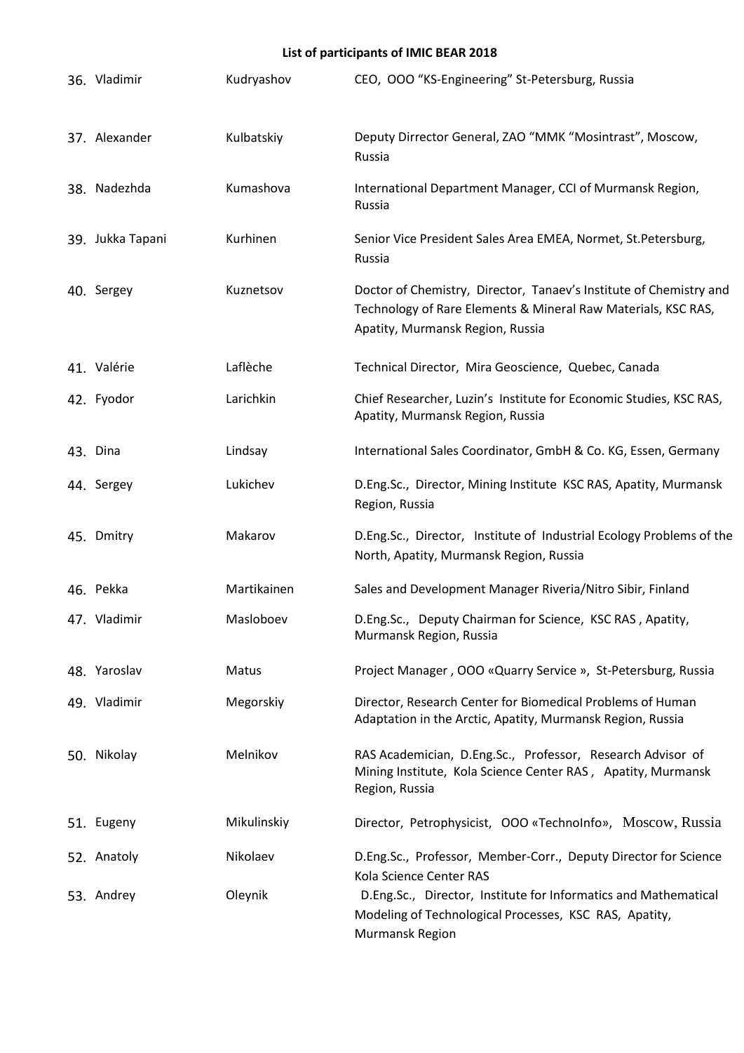**List of participants of IMIC BEAR 2018**

| No. | First name | Last name | Position, organization |
|---|---|---|---|
| 36. | Vladimir | Kudryashov | CEO, OOO "KS-Engineering" St-Petersburg, Russia |
| 37. | Alexander | Kulbatskiy | Deputy Dirrector General, ZAO "MMK "Mosintrast", Moscow, Russia |
| 38. | Nadezhda | Kumashova | International Department Manager, CCI of Murmansk Region, Russia |
| 39. | Jukka Tapani | Kurhinen | Senior Vice President Sales Area EMEA, Normet, St.Petersburg, Russia |
| 40. | Sergey | Kuznetsov | Doctor of Chemistry, Director, Tanaev's Institute of Chemistry and Technology of Rare Elements & Mineral Raw Materials, KSC RAS, Apatity, Murmansk Region, Russia |
| 41. | Valérie | Laflèche | Technical Director, Mira Geoscience, Quebec, Canada |
| 42. | Fyodor | Larichkin | Chief Researcher, Luzin's Institute for Economic Studies, KSC RAS, Apatity, Murmansk Region, Russia |
| 43. | Dina | Lindsay | International Sales Coordinator, GmbH & Co. KG, Essen, Germany |
| 44. | Sergey | Lukichev | D.Eng.Sc., Director, Mining Institute KSC RAS, Apatity, Murmansk Region, Russia |
| 45. | Dmitry | Makarov | D.Eng.Sc., Director, Institute of Industrial Ecology Problems of the North, Apatity, Murmansk Region, Russia |
| 46. | Pekka | Martikainen | Sales and Development Manager Riveria/Nitro Sibir, Finland |
| 47. | Vladimir | Masloboev | D.Eng.Sc., Deputy Chairman for Science, KSC RAS , Apatity, Murmansk Region, Russia |
| 48. | Yaroslav | Matus | Project Manager , OOO «Quarry Service », St-Petersburg, Russia |
| 49. | Vladimir | Megorskiy | Director, Research Center for Biomedical Problems of Human Adaptation in the Arctic, Apatity, Murmansk Region, Russia |
| 50. | Nikolay | Melnikov | RAS Academician, D.Eng.Sc., Professor, Research Advisor of Mining Institute, Kola Science Center RAS , Apatity, Murmansk Region, Russia |
| 51. | Eugeny | Mikulinskiy | Director, Petrophysicist, OOO «TechnoInfo», Moscow, Russia |
| 52. | Anatoly | Nikolaev | D.Eng.Sc., Professor, Member-Corr., Deputy Director for Science Kola Science Center RAS |
| 53. | Andrey | Oleynik | D.Eng.Sc., Director, Institute for Informatics and Mathematical Modeling of Technological Processes, KSC RAS, Apatity, Murmansk Region |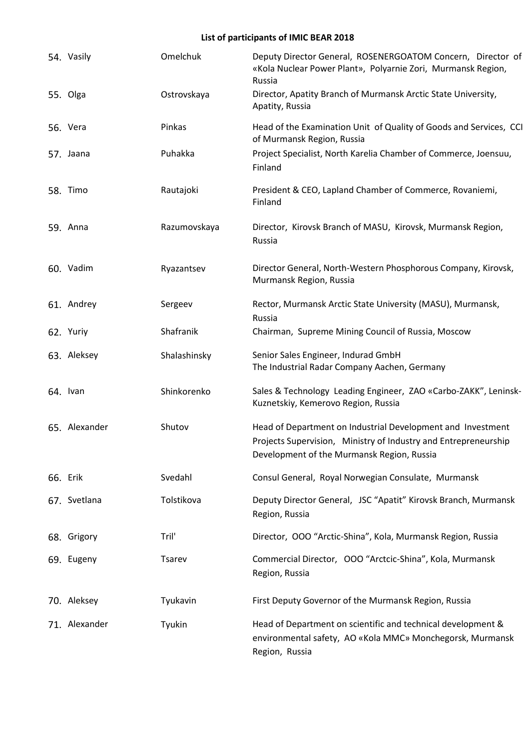**List of participants of IMIC BEAR 2018**

| No. | First name | Last name | Position, organization |
|---|---|---|---|
| 54. | Vasily | Omelchuk | Deputy Director General, ROSENERGOATOM Concern, Director of «Kola Nuclear Power Plant», Polyarnie Zori, Murmansk Region, Russia |
| 55. | Olga | Ostrovskaya | Director, Apatity Branch of Murmansk Arctic State University, Apatity, Russia |
| 56. | Vera | Pinkas | Head of the Examination Unit of Quality of Goods and Services, CCI of Murmansk Region, Russia |
| 57. | Jaana | Puhakka | Project Specialist, North Karelia Chamber of Commerce, Joensuu, Finland |
| 58. | Timo | Rautajoki | President & CEO, Lapland Chamber of Commerce, Rovaniemi, Finland |
| 59. | Anna | Razumovskaya | Director, Kirovsk Branch of MASU, Kirovsk, Murmansk Region, Russia |
| 60. | Vadim | Ryazantsev | Director General, North-Western Phosphorous Company, Kirovsk, Murmansk Region, Russia |
| 61. | Andrey | Sergeev | Rector, Murmansk Arctic State University (MASU), Murmansk, Russia |
| 62. | Yuriy | Shafranik | Chairman, Supreme Mining Council of Russia, Moscow |
| 63. | Aleksey | Shalashinsky | Senior Sales Engineer, Indurad GmbH The Industrial Radar Company Aachen, Germany |
| 64. | Ivan | Shinkorenko | Sales & Technology Leading Engineer, ZAO «Carbo-ZAKK", Leninsk-Kuznetskiy, Kemerovo Region, Russia |
| 65. | Alexander | Shutov | Head of Department on Industrial Development and Investment Projects Supervision, Ministry of Industry and Entrepreneurship Development of the Murmansk Region, Russia |
| 66. | Erik | Svedahl | Consul General, Royal Norwegian Consulate, Murmansk |
| 67. | Svetlana | Tolstikova | Deputy Director General, JSC "Apatit" Kirovsk Branch, Murmansk Region, Russia |
| 68. | Grigory | Tril' | Director, OOO "Arctic-Shina", Kola, Murmansk Region, Russia |
| 69. | Eugeny | Tsarev | Commercial Director, OOO "Arctcic-Shina", Kola, Murmansk Region, Russia |
| 70. | Aleksey | Tyukavin | First Deputy Governor of the Murmansk Region, Russia |
| 71. | Alexander | Tyukin | Head of Department on scientific and technical development & environmental safety, AO «Kola MMC» Monchegorsk, Murmansk Region, Russia |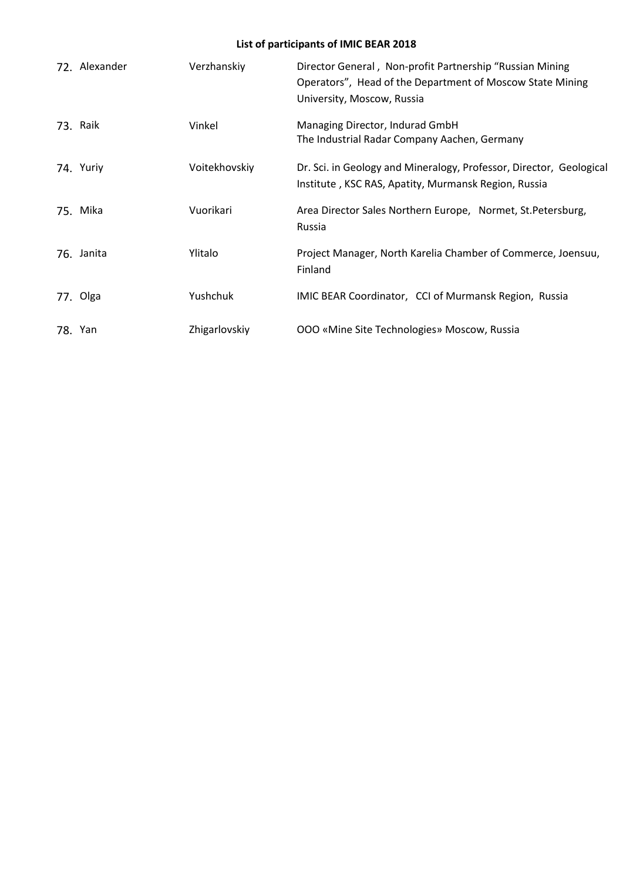**List of participants of IMIC BEAR 2018**

| | | | |
|---|---|---|---|
| 72. | Alexander | Verzhanskiy | Director General , Non-profit Partnership "Russian Mining Operators", Head of the Department of Moscow State Mining University, Moscow, Russia |
| 73. | Raik | Vinkel | Managing Director, Indurad GmbH The Industrial Radar Company Aachen, Germany |
| 74. | Yuriy | Voitekhovskiy | Dr. Sci. in Geology and Mineralogy, Professor, Director, Geological Institute , KSC RAS, Apatity, Murmansk Region, Russia |
| 75. | Mika | Vuorikari | Area Director Sales Northern Europe, Normet, St.Petersburg, Russia |
| 76. | Janita | Ylitalo | Project Manager, North Karelia Chamber of Commerce, Joensuu, Finland |
| 77. | Olga | Yushchuk | IMIC BEAR Coordinator, CCI of Murmansk Region, Russia |
| 78. | Yan | Zhigarlovskiy | OOO «Mine Site Technologies» Moscow, Russia |